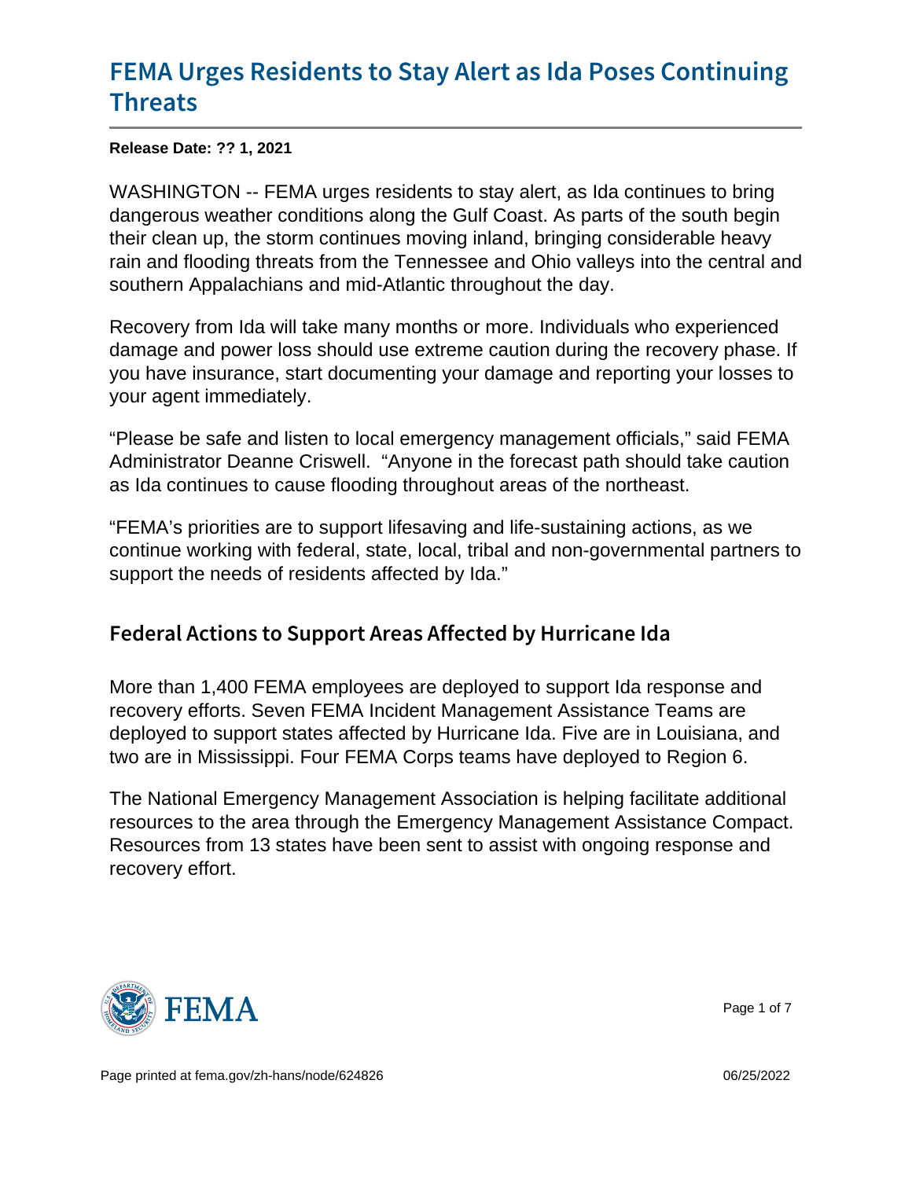# FEMA Urges Residents to Stay Alert as Ida Poses Continuing Threats

**Release Date: ?? 1, 2021**

WASHINGTON -- FEMA urges residents to stay alert, as Ida continues to bring dangerous weather conditions along the Gulf Coast. As parts of the south begin their clean up, the storm continues moving inland, bringing considerable heavy rain and flooding threats from the Tennessee and Ohio valleys into the central and southern Appalachians and mid-Atlantic throughout the day.

Recovery from Ida will take many months or more. Individuals who experienced damage and power loss should use extreme caution during the recovery phase. If you have insurance, start documenting your damage and reporting your losses to your agent immediately.

“Please be safe and listen to local emergency management officials,” said FEMA Administrator Deanne Criswell. “Anyone in the forecast path should take caution as Ida continues to cause flooding throughout areas of the northeast.

“FEMA’s priorities are to support lifesaving and life-sustaining actions, as we continue working with federal, state, local, tribal and non-governmental partners to support the needs of residents affected by Ida.”

## Federal Actions to Support Areas Affected by Hurricane Ida

More than 1,400 FEMA employees are deployed to support Ida response and recovery efforts. Seven FEMA Incident Management Assistance Teams are deployed to support states affected by Hurricane Ida. Five are in Louisiana, and two are in Mississippi. Four FEMA Corps teams have deployed to Region 6.

The National Emergency Management Association is helping facilitate additional resources to the area through the Emergency Management Assistance Compact. Resources from 13 states have been sent to assist with ongoing response and recovery effort.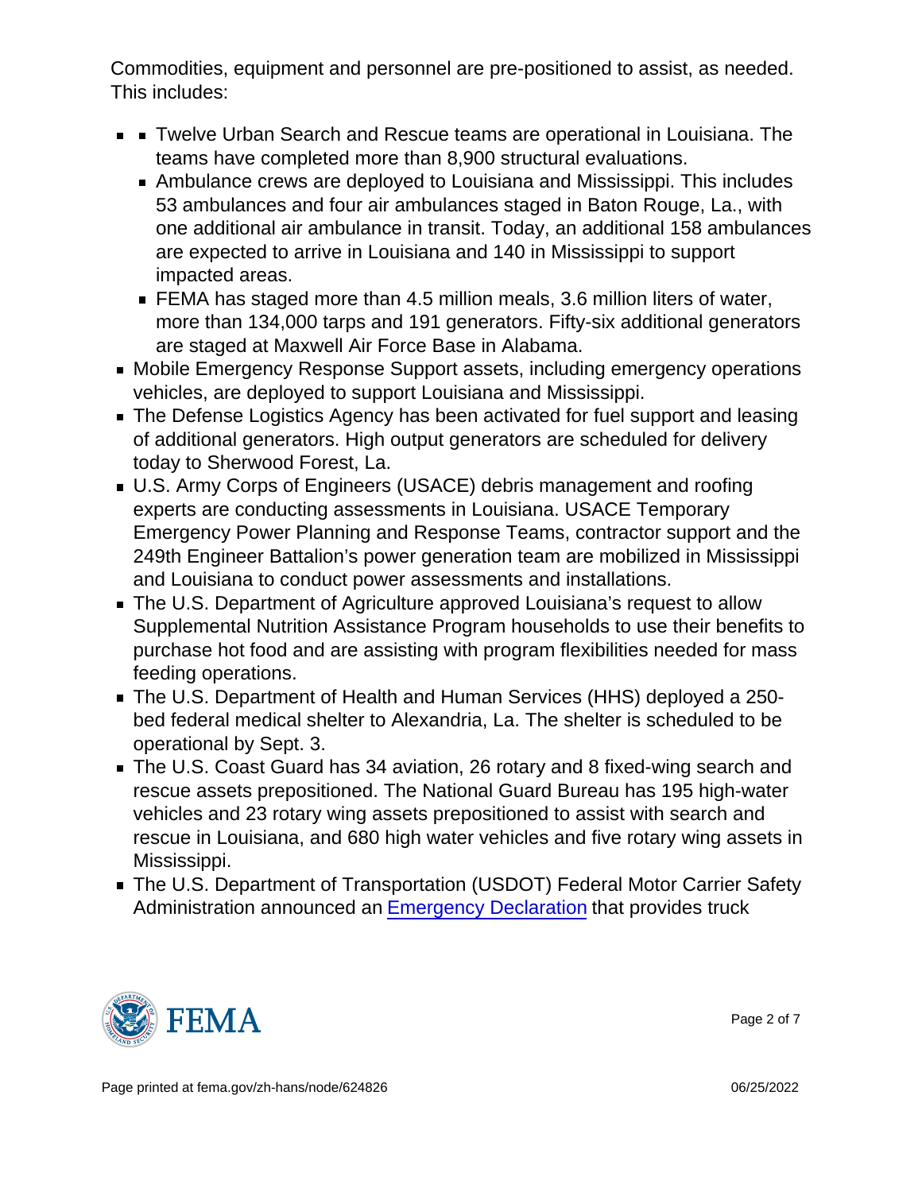Commodities, equipment and personnel are pre-positioned to assist, as needed. This includes:

- Twelve Urban Search and Rescue teams are operational in Louisiana. The teams have completed more than 8,900 structural evaluations.
  - Ambulance crews are deployed to Louisiana and Mississippi. This includes 53 ambulances and four air ambulances staged in Baton Rouge, La., with one additional air ambulance in transit. Today, an additional 158 ambulances are expected to arrive in Louisiana and 140 in Mississippi to support impacted areas.
  - FEMA has staged more than 4.5 million meals, 3.6 million liters of water, more than 134,000 tarps and 191 generators. Fifty-six additional generators are staged at Maxwell Air Force Base in Alabama.
- Mobile Emergency Response Support assets, including emergency operations vehicles, are deployed to support Louisiana and Mississippi.
- The Defense Logistics Agency has been activated for fuel support and leasing of additional generators. High output generators are scheduled for delivery today to Sherwood Forest, La.
- U.S. Army Corps of Engineers (USACE) debris management and roofing experts are conducting assessments in Louisiana. USACE Temporary Emergency Power Planning and Response Teams, contractor support and the 249th Engineer Battalion's power generation team are mobilized in Mississippi and Louisiana to conduct power assessments and installations.
- The U.S. Department of Agriculture approved Louisiana's request to allow Supplemental Nutrition Assistance Program households to use their benefits to purchase hot food and are assisting with program flexibilities needed for mass feeding operations.
- The U.S. Department of Health and Human Services (HHS) deployed a 250-bed federal medical shelter to Alexandria, La. The shelter is scheduled to be operational by Sept. 3.
- The U.S. Coast Guard has 34 aviation, 26 rotary and 8 fixed-wing search and rescue assets prepositioned. The National Guard Bureau has 195 high-water vehicles and 23 rotary wing assets prepositioned to assist with search and rescue in Louisiana, and 680 high water vehicles and five rotary wing assets in Mississippi.
- The U.S. Department of Transportation (USDOT) Federal Motor Carrier Safety Administration announced an Emergency Declaration that provides truck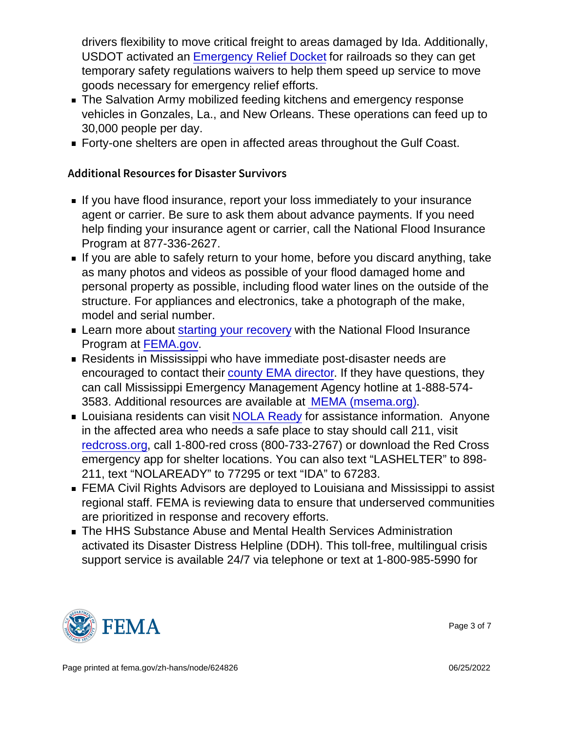drivers flexibility to move critical freight to areas damaged by Ida. Additionally, USDOT activated an Emergency Relief Docket for railroads so they can get temporary safety regulations waivers to help them speed up service to move goods necessary for emergency relief efforts.

- The Salvation Army mobilized feeding kitchens and emergency response vehicles in Gonzales, La., and New Orleans. These operations can feed up to 30,000 people per day.
- Forty-one shelters are open in affected areas throughout the Gulf Coast.

### Additional Resources for Disaster Survivors

- If you have flood insurance, report your loss immediately to your insurance agent or carrier. Be sure to ask them about advance payments. If you need help finding your insurance agent or carrier, call the National Flood Insurance Program at 877-336-2627.
- If you are able to safely return to your home, before you discard anything, take as many photos and videos as possible of your flood damaged home and personal property as possible, including flood water lines on the outside of the structure. For appliances and electronics, take a photograph of the make, model and serial number.
- Learn more about starting your recovery with the National Flood Insurance Program at FEMA.gov.
- Residents in Mississippi who have immediate post-disaster needs are encouraged to contact their county EMA director. If they have questions, they can call Mississippi Emergency Management Agency hotline at 1-888-574-3583. Additional resources are available at MEMA (msema.org).
- Louisiana residents can visit NOLA Ready for assistance information. Anyone in the affected area who needs a safe place to stay should call 211, visit redcross.org, call 1-800-red cross (800-733-2767) or download the Red Cross emergency app for shelter locations. You can also text "LASHELTER" to 898-211, text "NOLAREADY" to 77295 or text "IDA" to 67283.
- FEMA Civil Rights Advisors are deployed to Louisiana and Mississippi to assist regional staff. FEMA is reviewing data to ensure that underserved communities are prioritized in response and recovery efforts.
- The HHS Substance Abuse and Mental Health Services Administration activated its Disaster Distress Helpline (DDH). This toll-free, multilingual crisis support service is available 24/7 via telephone or text at 1-800-985-5990 for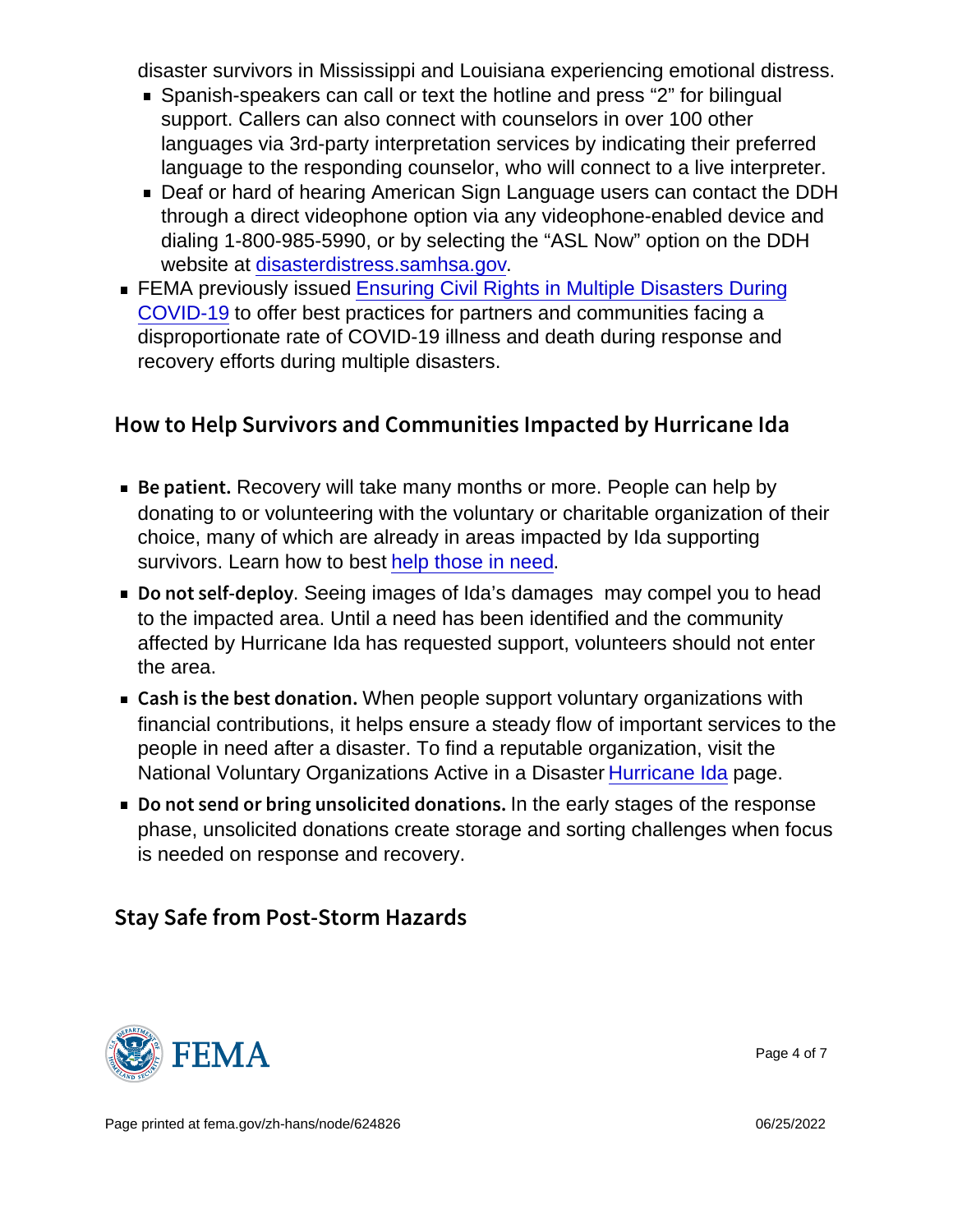disaster survivors in Mississippi and Louisiana experiencing emotional distress.

  - Spanish-speakers can call or text the hotline and press "2" for bilingual support. Callers can also connect with counselors in over 100 other languages via 3rd-party interpretation services by indicating their preferred language to the responding counselor, who will connect to a live interpreter.
  - Deaf or hard of hearing American Sign Language users can contact the DDH through a direct videophone option via any videophone-enabled device and dialing 1-800-985-5990, or by selecting the "ASL Now" option on the DDH website at disasterdistress.samhsa.gov.
- FEMA previously issued Ensuring Civil Rights in Multiple Disasters During COVID-19 to offer best practices for partners and communities facing a disproportionate rate of COVID-19 illness and death during response and recovery efforts during multiple disasters.

## How to Help Survivors and Communities Impacted by Hurricane Ida

- **Be patient.** Recovery will take many months or more. People can help by donating to or volunteering with the voluntary or charitable organization of their choice, many of which are already in areas impacted by Ida supporting survivors. Learn how to best help those in need.
- **Do not self-deploy**. Seeing images of Ida's damages  may compel you to head to the impacted area. Until a need has been identified and the community affected by Hurricane Ida has requested support, volunteers should not enter the area.
- **Cash is the best donation.** When people support voluntary organizations with financial contributions, it helps ensure a steady flow of important services to the people in need after a disaster. To find a reputable organization, visit the National Voluntary Organizations Active in a Disaster Hurricane Ida page.
- **Do not send or bring unsolicited donations.** In the early stages of the response phase, unsolicited donations create storage and sorting challenges when focus is needed on response and recovery.

## Stay Safe from Post-Storm Hazards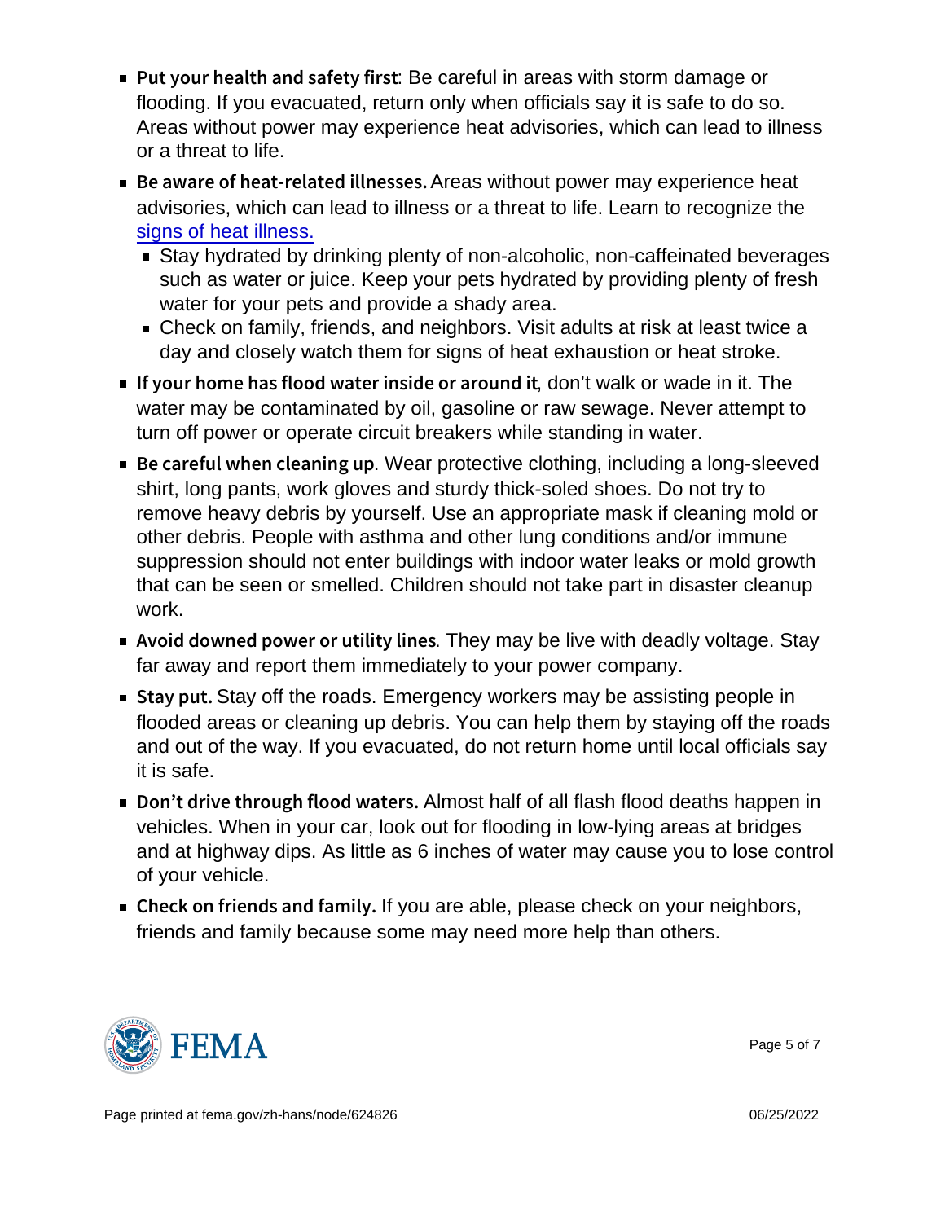- **Put your health and safety first**: Be careful in areas with storm damage or flooding. If you evacuated, return only when officials say it is safe to do so. Areas without power may experience heat advisories, which can lead to illness or a threat to life.
- **Be aware of heat-related illnesses.** Areas without power may experience heat advisories, which can lead to illness or a threat to life. Learn to recognize the [signs of heat illness.]()
  - Stay hydrated by drinking plenty of non-alcoholic, non-caffeinated beverages such as water or juice. Keep your pets hydrated by providing plenty of fresh water for your pets and provide a shady area.
  - Check on family, friends, and neighbors. Visit adults at risk at least twice a day and closely watch them for signs of heat exhaustion or heat stroke.
- **If your home has flood water inside or around it**, don't walk or wade in it. The water may be contaminated by oil, gasoline or raw sewage. Never attempt to turn off power or operate circuit breakers while standing in water.
- **Be careful when cleaning up**. Wear protective clothing, including a long-sleeved shirt, long pants, work gloves and sturdy thick-soled shoes. Do not try to remove heavy debris by yourself. Use an appropriate mask if cleaning mold or other debris. People with asthma and other lung conditions and/or immune suppression should not enter buildings with indoor water leaks or mold growth that can be seen or smelled. Children should not take part in disaster cleanup work.
- **Avoid downed power or utility lines**. They may be live with deadly voltage. Stay far away and report them immediately to your power company.
- **Stay put.** Stay off the roads. Emergency workers may be assisting people in flooded areas or cleaning up debris. You can help them by staying off the roads and out of the way. If you evacuated, do not return home until local officials say it is safe.
- **Don't drive through flood waters.** Almost half of all flash flood deaths happen in vehicles. When in your car, look out for flooding in low-lying areas at bridges and at highway dips. As little as 6 inches of water may cause you to lose control of your vehicle.
- **Check on friends and family.** If you are able, please check on your neighbors, friends and family because some may need more help than others.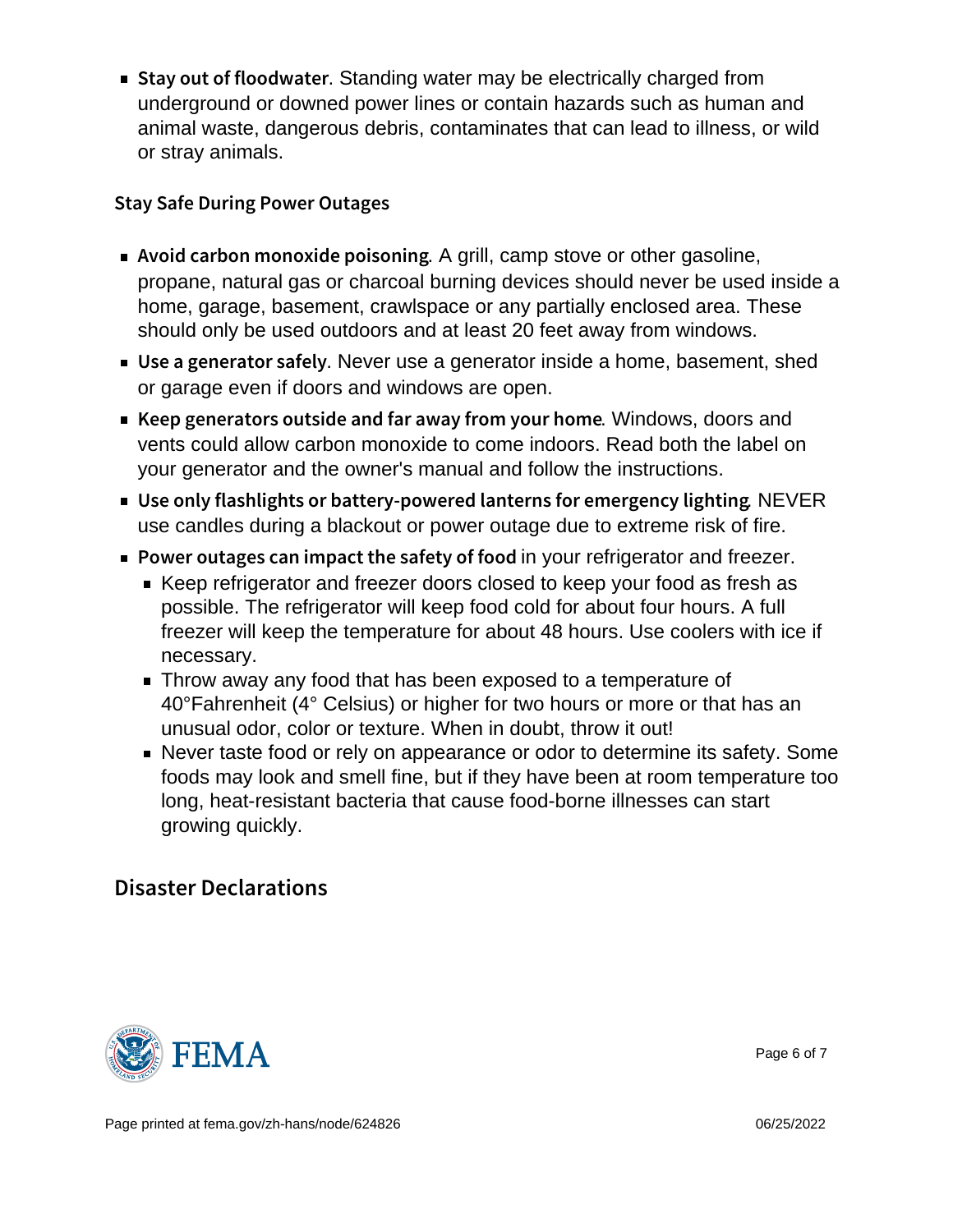- **Stay out of floodwater**. Standing water may be electrically charged from underground or downed power lines or contain hazards such as human and animal waste, dangerous debris, contaminates that can lead to illness, or wild or stray animals.

### Stay Safe During Power Outages

- **Avoid carbon monoxide poisoning**. A grill, camp stove or other gasoline, propane, natural gas or charcoal burning devices should never be used inside a home, garage, basement, crawlspace or any partially enclosed area. These should only be used outdoors and at least 20 feet away from windows.
- **Use a generator safely**. Never use a generator inside a home, basement, shed or garage even if doors and windows are open.
- **Keep generators outside and far away from your home**. Windows, doors and vents could allow carbon monoxide to come indoors. Read both the label on your generator and the owner's manual and follow the instructions.
- **Use only flashlights or battery-powered lanterns for emergency lighting**. NEVER use candles during a blackout or power outage due to extreme risk of fire.
- **Power outages can impact the safety of food** in your refrigerator and freezer.
  - Keep refrigerator and freezer doors closed to keep your food as fresh as possible. The refrigerator will keep food cold for about four hours. A full freezer will keep the temperature for about 48 hours. Use coolers with ice if necessary.
  - Throw away any food that has been exposed to a temperature of 40°Fahrenheit (4° Celsius) or higher for two hours or more or that has an unusual odor, color or texture. When in doubt, throw it out!
  - Never taste food or rely on appearance or odor to determine its safety. Some foods may look and smell fine, but if they have been at room temperature too long, heat-resistant bacteria that cause food-borne illnesses can start growing quickly.

## Disaster Declarations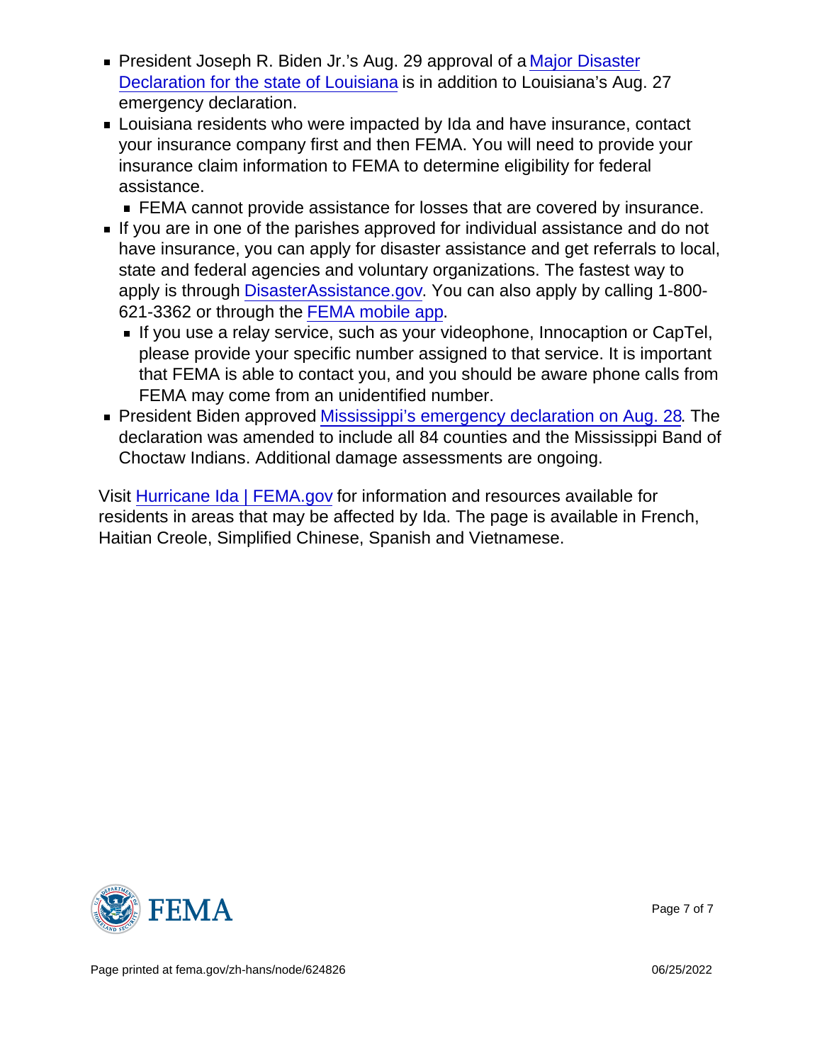- President Joseph R. Biden Jr.'s Aug. 29 approval of a Major Disaster Declaration for the state of Louisiana is in addition to Louisiana's Aug. 27 emergency declaration.
- Louisiana residents who were impacted by Ida and have insurance, contact your insurance company first and then FEMA. You will need to provide your insurance claim information to FEMA to determine eligibility for federal assistance.
  - FEMA cannot provide assistance for losses that are covered by insurance.
- If you are in one of the parishes approved for individual assistance and do not have insurance, you can apply for disaster assistance and get referrals to local, state and federal agencies and voluntary organizations. The fastest way to apply is through DisasterAssistance.gov. You can also apply by calling 1-800-621-3362 or through the FEMA mobile app.
  - If you use a relay service, such as your videophone, Innocaption or CapTel, please provide your specific number assigned to that service. It is important that FEMA is able to contact you, and you should be aware phone calls from FEMA may come from an unidentified number.
- President Biden approved Mississippi's emergency declaration on Aug. 28. The declaration was amended to include all 84 counties and the Mississippi Band of Choctaw Indians. Additional damage assessments are ongoing.

Visit Hurricane Ida | FEMA.gov for information and resources available for residents in areas that may be affected by Ida. The page is available in French, Haitian Creole, Simplified Chinese, Spanish and Vietnamese.